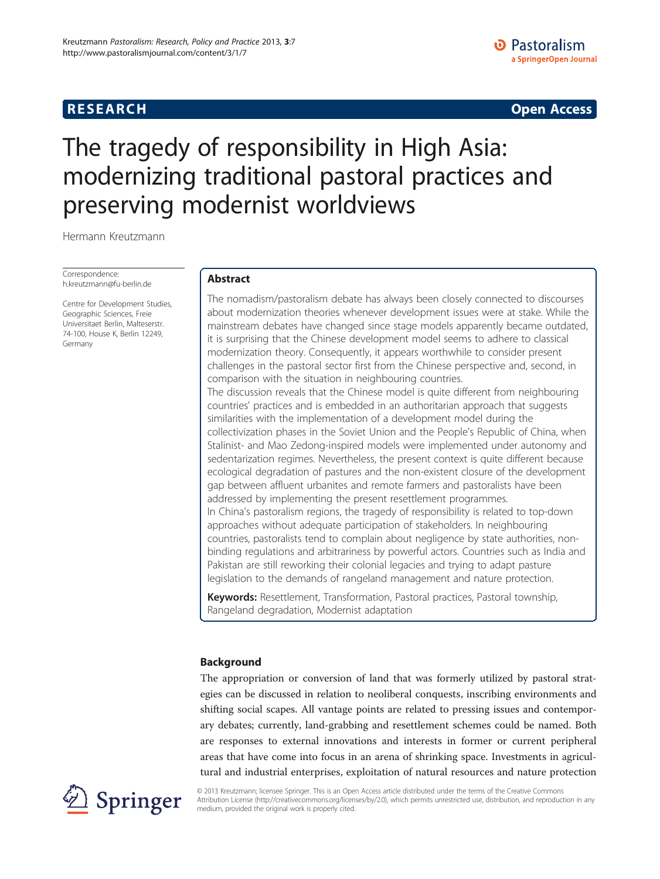RESEARCH Open Access

# The tragedy of responsibility in High Asia: modernizing traditional pastoral practices and preserving modernist worldviews

Hermann Kreutzmann

Correspondence: h.kreutzmann@fu-berlin.de

Centre for Development Studies, Geographic Sciences, Freie Universitaet Berlin, Malteserstr. 74-100, House K, Berlin 12249, Germany

## Abstract

The nomadism/pastoralism debate has always been closely connected to discourses about modernization theories whenever development issues were at stake. While the mainstream debates have changed since stage models apparently became outdated, it is surprising that the Chinese development model seems to adhere to classical modernization theory. Consequently, it appears worthwhile to consider present challenges in the pastoral sector first from the Chinese perspective and, second, in comparison with the situation in neighbouring countries.

The discussion reveals that the Chinese model is quite different from neighbouring countries' practices and is embedded in an authoritarian approach that suggests similarities with the implementation of a development model during the collectivization phases in the Soviet Union and the People's Republic of China, when Stalinist- and Mao Zedong-inspired models were implemented under autonomy and sedentarization regimes. Nevertheless, the present context is quite different because ecological degradation of pastures and the non-existent closure of the development gap between affluent urbanites and remote farmers and pastoralists have been addressed by implementing the present resettlement programmes.

In China's pastoralism regions, the tragedy of responsibility is related to top-down approaches without adequate participation of stakeholders. In neighbouring countries, pastoralists tend to complain about negligence by state authorities, non-binding regulations and arbitrariness by powerful actors. Countries such as India and Pakistan are still reworking their colonial legacies and trying to adapt pasture legislation to the demands of rangeland management and nature protection.

**Keywords:** Resettlement, Transformation, Pastoral practices, Pastoral township, Rangeland degradation, Modernist adaptation

## Background

The appropriation or conversion of land that was formerly utilized by pastoral strategies can be discussed in relation to neoliberal conquests, inscribing environments and shifting social scapes. All vantage points are related to pressing issues and contemporary debates; currently, land-grabbing and resettlement schemes could be named. Both are responses to external innovations and interests in former or current peripheral areas that have come into focus in an arena of shrinking space. Investments in agricultural and industrial enterprises, exploitation of natural resources and nature protection

© 2013 Kreutzmann; licensee Springer. This is an Open Access article distributed under the terms of the Creative Commons Attribution License (http://creativecommons.org/licenses/by/2.0), which permits unrestricted use, distribution, and reproduction in any medium, provided the original work is properly cited.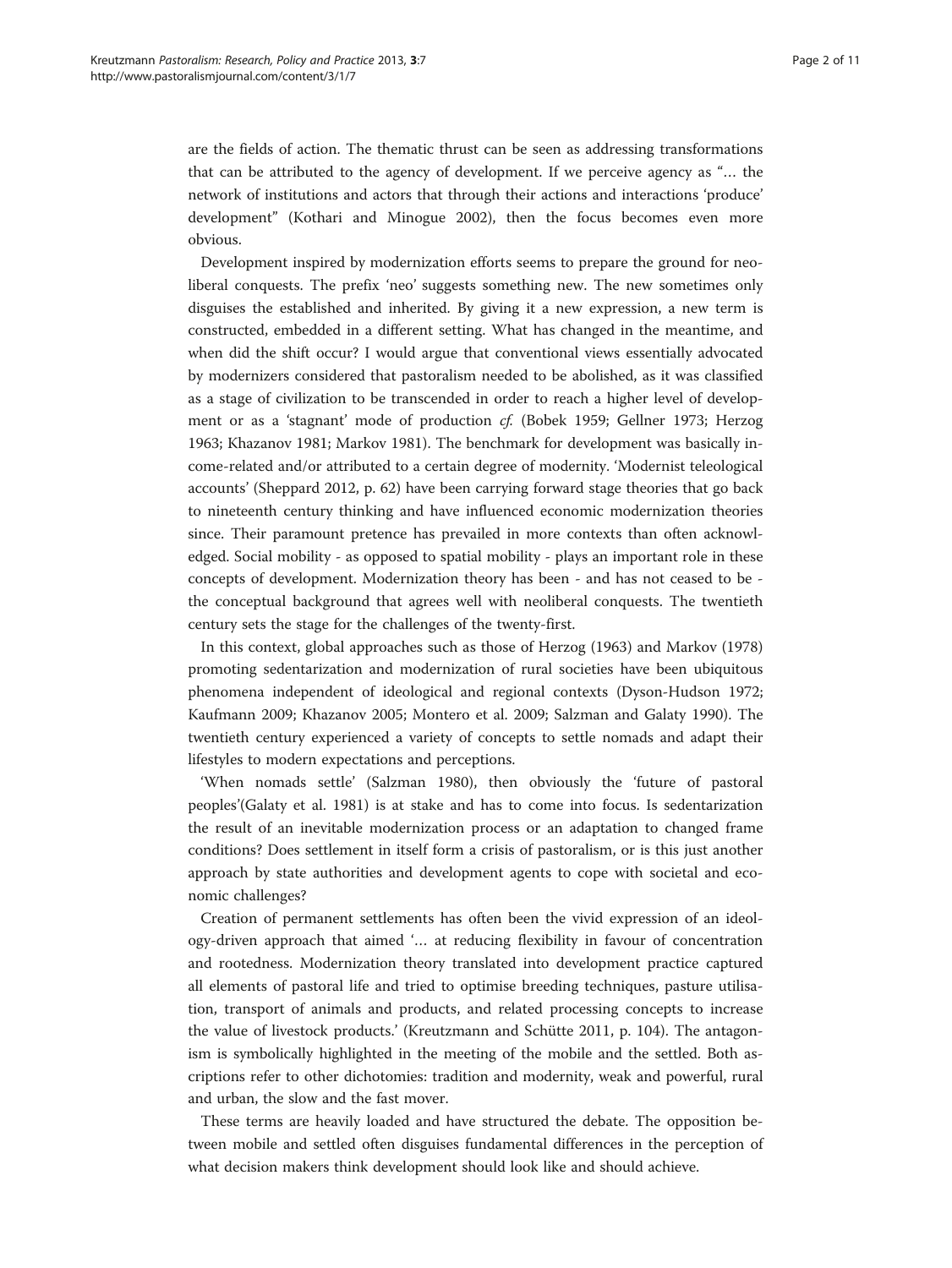are the fields of action. The thematic thrust can be seen as addressing transformations that can be attributed to the agency of development. If we perceive agency as "… the network of institutions and actors that through their actions and interactions 'produce' development" (Kothari and Minogue 2002), then the focus becomes even more obvious.

Development inspired by modernization efforts seems to prepare the ground for neoliberal conquests. The prefix 'neo' suggests something new. The new sometimes only disguises the established and inherited. By giving it a new expression, a new term is constructed, embedded in a different setting. What has changed in the meantime, and when did the shift occur? I would argue that conventional views essentially advocated by modernizers considered that pastoralism needed to be abolished, as it was classified as a stage of civilization to be transcended in order to reach a higher level of development or as a 'stagnant' mode of production *cf.* (Bobek 1959; Gellner 1973; Herzog 1963; Khazanov 1981; Markov 1981). The benchmark for development was basically income-related and/or attributed to a certain degree of modernity. 'Modernist teleological accounts' (Sheppard 2012, p. 62) have been carrying forward stage theories that go back to nineteenth century thinking and have influenced economic modernization theories since. Their paramount pretence has prevailed in more contexts than often acknowledged. Social mobility - as opposed to spatial mobility - plays an important role in these concepts of development. Modernization theory has been - and has not ceased to be - the conceptual background that agrees well with neoliberal conquests. The twentieth century sets the stage for the challenges of the twenty-first.

In this context, global approaches such as those of Herzog (1963) and Markov (1978) promoting sedentarization and modernization of rural societies have been ubiquitous phenomena independent of ideological and regional contexts (Dyson-Hudson 1972; Kaufmann 2009; Khazanov 2005; Montero et al. 2009; Salzman and Galaty 1990). The twentieth century experienced a variety of concepts to settle nomads and adapt their lifestyles to modern expectations and perceptions.

'When nomads settle' (Salzman 1980), then obviously the 'future of pastoral peoples'(Galaty et al. 1981) is at stake and has to come into focus. Is sedentarization the result of an inevitable modernization process or an adaptation to changed frame conditions? Does settlement in itself form a crisis of pastoralism, or is this just another approach by state authorities and development agents to cope with societal and economic challenges?

Creation of permanent settlements has often been the vivid expression of an ideology-driven approach that aimed '… at reducing flexibility in favour of concentration and rootedness. Modernization theory translated into development practice captured all elements of pastoral life and tried to optimise breeding techniques, pasture utilisation, transport of animals and products, and related processing concepts to increase the value of livestock products.' (Kreutzmann and Schütte 2011, p. 104). The antagonism is symbolically highlighted in the meeting of the mobile and the settled. Both ascriptions refer to other dichotomies: tradition and modernity, weak and powerful, rural and urban, the slow and the fast mover.

These terms are heavily loaded and have structured the debate. The opposition between mobile and settled often disguises fundamental differences in the perception of what decision makers think development should look like and should achieve.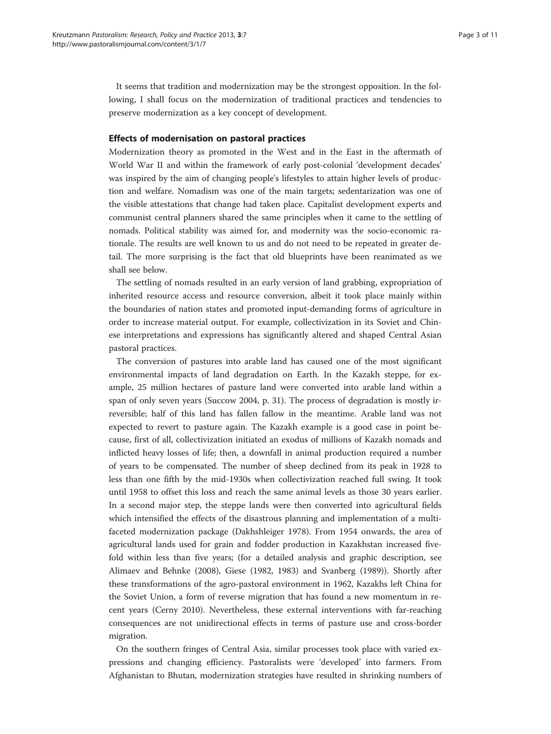It seems that tradition and modernization may be the strongest opposition. In the following, I shall focus on the modernization of traditional practices and tendencies to preserve modernization as a key concept of development.

### Effects of modernisation on pastoral practices

Modernization theory as promoted in the West and in the East in the aftermath of World War II and within the framework of early post-colonial 'development decades' was inspired by the aim of changing people's lifestyles to attain higher levels of production and welfare. Nomadism was one of the main targets; sedentarization was one of the visible attestations that change had taken place. Capitalist development experts and communist central planners shared the same principles when it came to the settling of nomads. Political stability was aimed for, and modernity was the socio-economic rationale. The results are well known to us and do not need to be repeated in greater detail. The more surprising is the fact that old blueprints have been reanimated as we shall see below.

The settling of nomads resulted in an early version of land grabbing, expropriation of inherited resource access and resource conversion, albeit it took place mainly within the boundaries of nation states and promoted input-demanding forms of agriculture in order to increase material output. For example, collectivization in its Soviet and Chinese interpretations and expressions has significantly altered and shaped Central Asian pastoral practices.

The conversion of pastures into arable land has caused one of the most significant environmental impacts of land degradation on Earth. In the Kazakh steppe, for example, 25 million hectares of pasture land were converted into arable land within a span of only seven years (Succow 2004, p. 31). The process of degradation is mostly irreversible; half of this land has fallen fallow in the meantime. Arable land was not expected to revert to pasture again. The Kazakh example is a good case in point because, first of all, collectivization initiated an exodus of millions of Kazakh nomads and inflicted heavy losses of life; then, a downfall in animal production required a number of years to be compensated. The number of sheep declined from its peak in 1928 to less than one fifth by the mid-1930s when collectivization reached full swing. It took until 1958 to offset this loss and reach the same animal levels as those 30 years earlier. In a second major step, the steppe lands were then converted into agricultural fields which intensified the effects of the disastrous planning and implementation of a multifaceted modernization package (Dakhshleiger 1978). From 1954 onwards, the area of agricultural lands used for grain and fodder production in Kazakhstan increased fivefold within less than five years; (for a detailed analysis and graphic description, see Alimaev and Behnke (2008), Giese (1982, 1983) and Svanberg (1989)). Shortly after these transformations of the agro-pastoral environment in 1962, Kazakhs left China for the Soviet Union, a form of reverse migration that has found a new momentum in recent years (Cerny 2010). Nevertheless, these external interventions with far-reaching consequences are not unidirectional effects in terms of pasture use and cross-border migration.

On the southern fringes of Central Asia, similar processes took place with varied expressions and changing efficiency. Pastoralists were 'developed' into farmers. From Afghanistan to Bhutan, modernization strategies have resulted in shrinking numbers of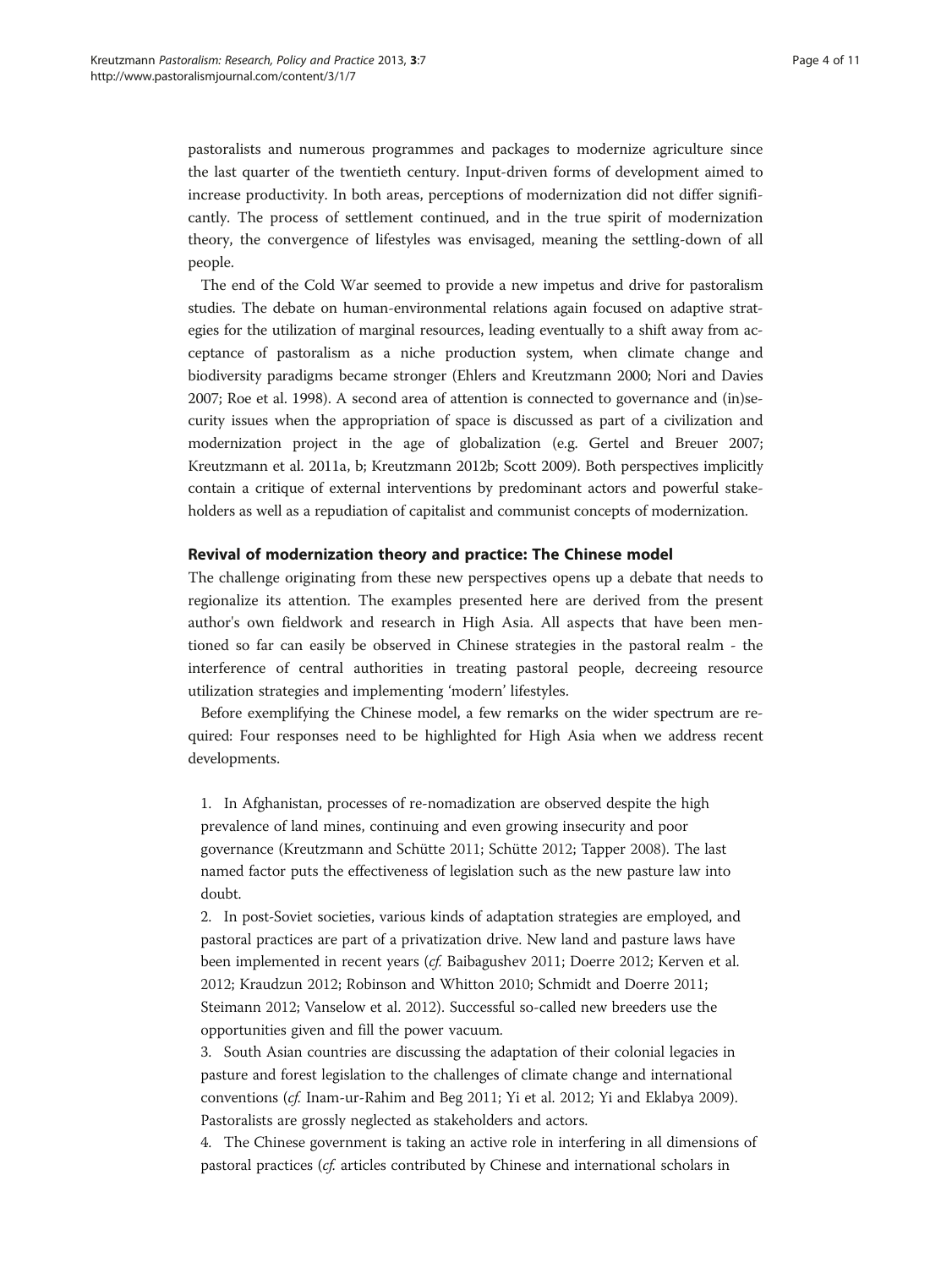pastoralists and numerous programmes and packages to modernize agriculture since the last quarter of the twentieth century. Input-driven forms of development aimed to increase productivity. In both areas, perceptions of modernization did not differ significantly. The process of settlement continued, and in the true spirit of modernization theory, the convergence of lifestyles was envisaged, meaning the settling-down of all people.

The end of the Cold War seemed to provide a new impetus and drive for pastoralism studies. The debate on human-environmental relations again focused on adaptive strategies for the utilization of marginal resources, leading eventually to a shift away from acceptance of pastoralism as a niche production system, when climate change and biodiversity paradigms became stronger (Ehlers and Kreutzmann 2000; Nori and Davies 2007; Roe et al. 1998). A second area of attention is connected to governance and (in)security issues when the appropriation of space is discussed as part of a civilization and modernization project in the age of globalization (e.g. Gertel and Breuer 2007; Kreutzmann et al. 2011a, b; Kreutzmann 2012b; Scott 2009). Both perspectives implicitly contain a critique of external interventions by predominant actors and powerful stakeholders as well as a repudiation of capitalist and communist concepts of modernization.

## Revival of modernization theory and practice: The Chinese model

The challenge originating from these new perspectives opens up a debate that needs to regionalize its attention. The examples presented here are derived from the present author's own fieldwork and research in High Asia. All aspects that have been mentioned so far can easily be observed in Chinese strategies in the pastoral realm - the interference of central authorities in treating pastoral people, decreeing resource utilization strategies and implementing 'modern' lifestyles.

Before exemplifying the Chinese model, a few remarks on the wider spectrum are required: Four responses need to be highlighted for High Asia when we address recent developments.

1. In Afghanistan, processes of re-nomadization are observed despite the high prevalence of land mines, continuing and even growing insecurity and poor governance (Kreutzmann and Schütte 2011; Schütte 2012; Tapper 2008). The last named factor puts the effectiveness of legislation such as the new pasture law into doubt.
2. In post-Soviet societies, various kinds of adaptation strategies are employed, and pastoral practices are part of a privatization drive. New land and pasture laws have been implemented in recent years (*cf.* Baibagushev 2011; Doerre 2012; Kerven et al. 2012; Kraudzun 2012; Robinson and Whitton 2010; Schmidt and Doerre 2011; Steimann 2012; Vanselow et al. 2012). Successful so-called new breeders use the opportunities given and fill the power vacuum.
3. South Asian countries are discussing the adaptation of their colonial legacies in pasture and forest legislation to the challenges of climate change and international conventions (*cf.* Inam-ur-Rahim and Beg 2011; Yi et al. 2012; Yi and Eklabya 2009). Pastoralists are grossly neglected as stakeholders and actors.
4. The Chinese government is taking an active role in interfering in all dimensions of pastoral practices (*cf.* articles contributed by Chinese and international scholars in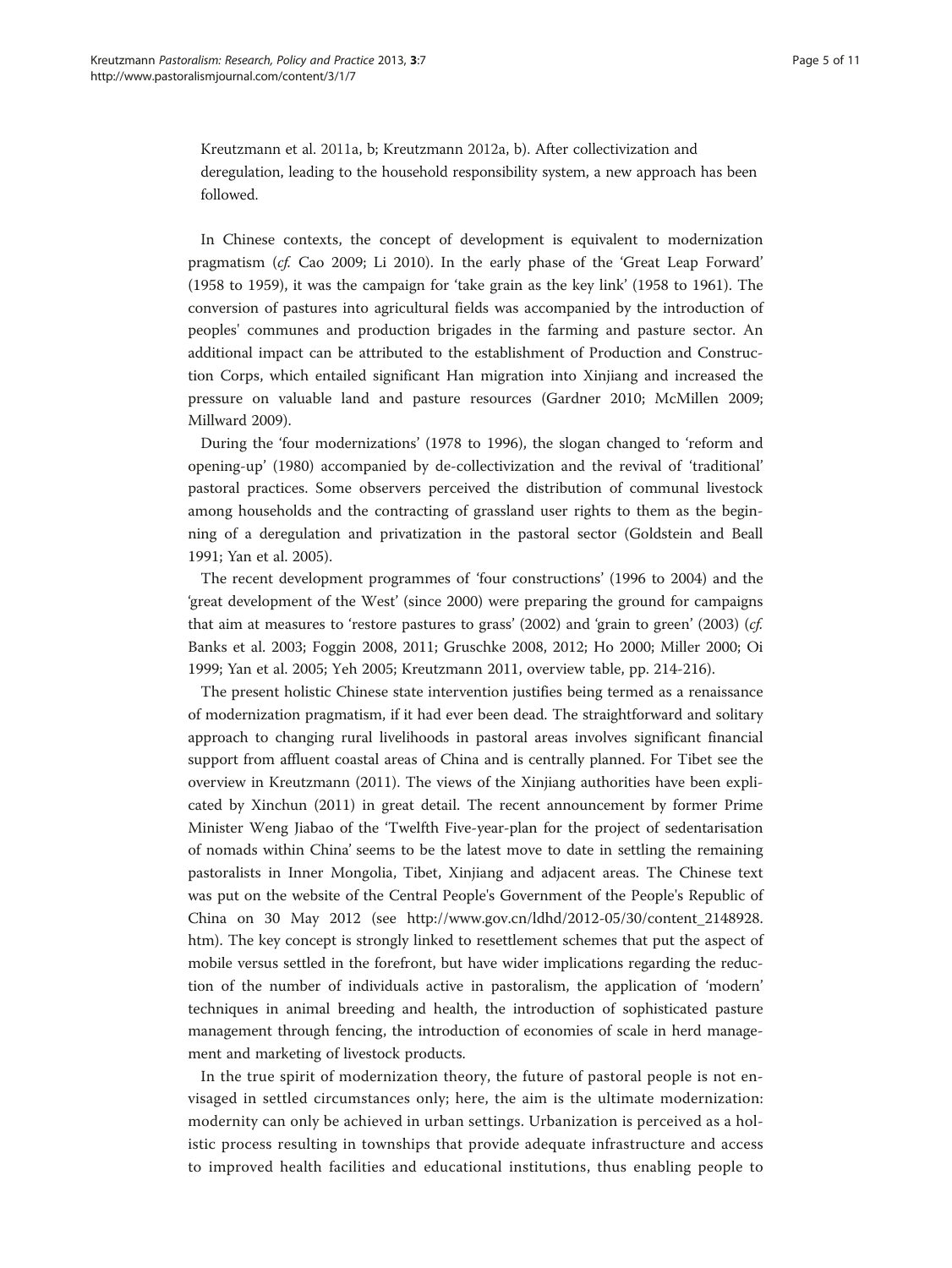Kreutzmann et al. 2011a, b; Kreutzmann 2012a, b). After collectivization and deregulation, leading to the household responsibility system, a new approach has been followed.

In Chinese contexts, the concept of development is equivalent to modernization pragmatism (*cf.* Cao 2009; Li 2010). In the early phase of the 'Great Leap Forward' (1958 to 1959), it was the campaign for 'take grain as the key link' (1958 to 1961). The conversion of pastures into agricultural fields was accompanied by the introduction of peoples' communes and production brigades in the farming and pasture sector. An additional impact can be attributed to the establishment of Production and Construction Corps, which entailed significant Han migration into Xinjiang and increased the pressure on valuable land and pasture resources (Gardner 2010; McMillen 2009; Millward 2009).

During the 'four modernizations' (1978 to 1996), the slogan changed to 'reform and opening-up' (1980) accompanied by de-collectivization and the revival of 'traditional' pastoral practices. Some observers perceived the distribution of communal livestock among households and the contracting of grassland user rights to them as the beginning of a deregulation and privatization in the pastoral sector (Goldstein and Beall 1991; Yan et al. 2005).

The recent development programmes of 'four constructions' (1996 to 2004) and the 'great development of the West' (since 2000) were preparing the ground for campaigns that aim at measures to 'restore pastures to grass' (2002) and 'grain to green' (2003) (*cf.* Banks et al. 2003; Foggin 2008, 2011; Gruschke 2008, 2012; Ho 2000; Miller 2000; Oi 1999; Yan et al. 2005; Yeh 2005; Kreutzmann 2011, overview table, pp. 214-216).

The present holistic Chinese state intervention justifies being termed as a renaissance of modernization pragmatism, if it had ever been dead. The straightforward and solitary approach to changing rural livelihoods in pastoral areas involves significant financial support from affluent coastal areas of China and is centrally planned. For Tibet see the overview in Kreutzmann (2011). The views of the Xinjiang authorities have been explicated by Xinchun (2011) in great detail. The recent announcement by former Prime Minister Weng Jiabao of the 'Twelfth Five-year-plan for the project of sedentarisation of nomads within China' seems to be the latest move to date in settling the remaining pastoralists in Inner Mongolia, Tibet, Xinjiang and adjacent areas. The Chinese text was put on the website of the Central People's Government of the People's Republic of China on 30 May 2012 (see http://www.gov.cn/ldhd/2012-05/30/content_2148928.htm). The key concept is strongly linked to resettlement schemes that put the aspect of mobile versus settled in the forefront, but have wider implications regarding the reduction of the number of individuals active in pastoralism, the application of 'modern' techniques in animal breeding and health, the introduction of sophisticated pasture management through fencing, the introduction of economies of scale in herd management and marketing of livestock products.

In the true spirit of modernization theory, the future of pastoral people is not envisaged in settled circumstances only; here, the aim is the ultimate modernization: modernity can only be achieved in urban settings. Urbanization is perceived as a holistic process resulting in townships that provide adequate infrastructure and access to improved health facilities and educational institutions, thus enabling people to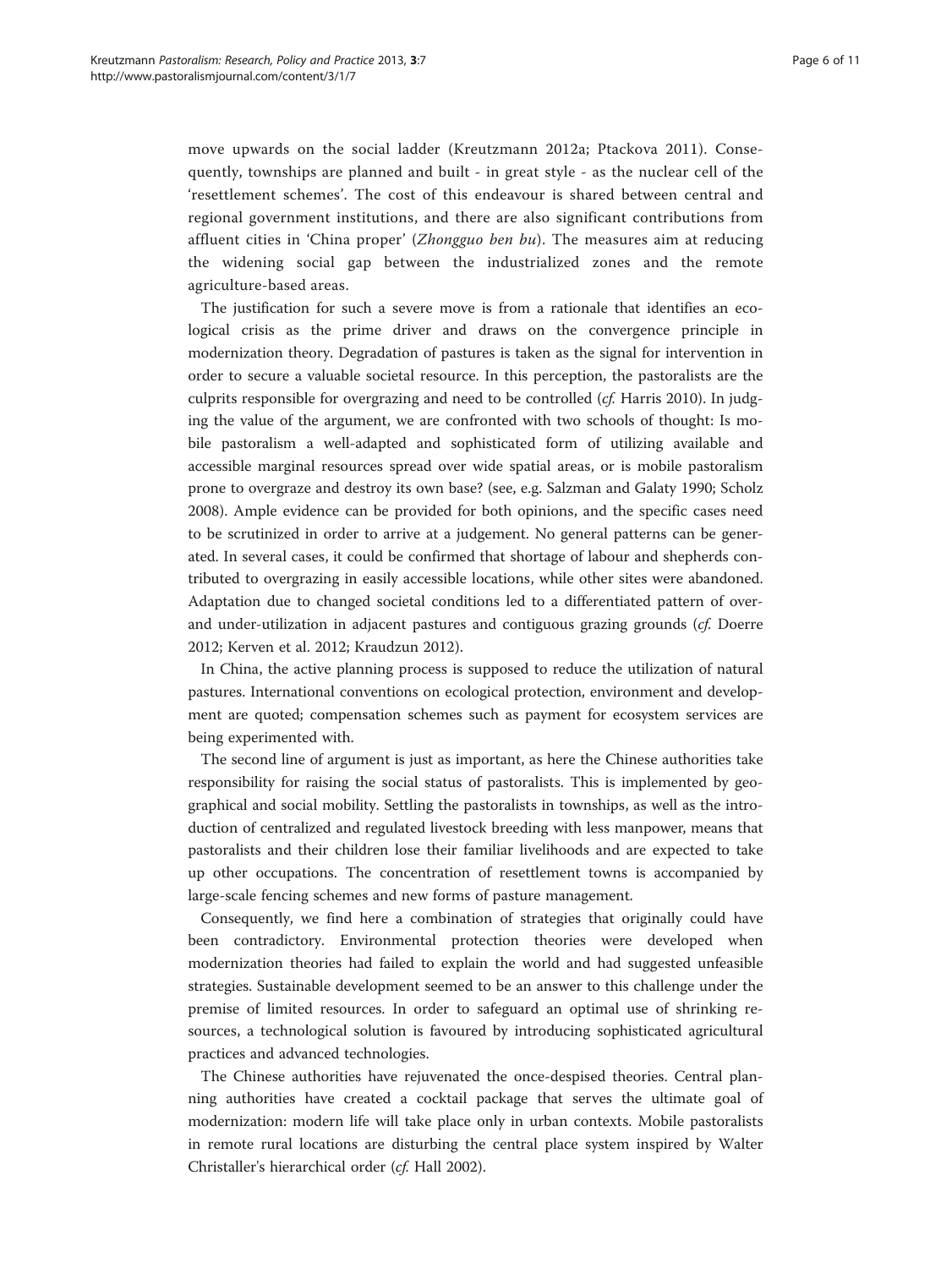move upwards on the social ladder (Kreutzmann 2012a; Ptackova 2011). Consequently, townships are planned and built - in great style - as the nuclear cell of the 'resettlement schemes'. The cost of this endeavour is shared between central and regional government institutions, and there are also significant contributions from affluent cities in 'China proper' (*Zhongguo ben bu*). The measures aim at reducing the widening social gap between the industrialized zones and the remote agriculture-based areas.

The justification for such a severe move is from a rationale that identifies an ecological crisis as the prime driver and draws on the convergence principle in modernization theory. Degradation of pastures is taken as the signal for intervention in order to secure a valuable societal resource. In this perception, the pastoralists are the culprits responsible for overgrazing and need to be controlled (*cf.* Harris 2010). In judging the value of the argument, we are confronted with two schools of thought: Is mobile pastoralism a well-adapted and sophisticated form of utilizing available and accessible marginal resources spread over wide spatial areas, or is mobile pastoralism prone to overgraze and destroy its own base? (see, e.g. Salzman and Galaty 1990; Scholz 2008). Ample evidence can be provided for both opinions, and the specific cases need to be scrutinized in order to arrive at a judgement. No general patterns can be generated. In several cases, it could be confirmed that shortage of labour and shepherds contributed to overgrazing in easily accessible locations, while other sites were abandoned. Adaptation due to changed societal conditions led to a differentiated pattern of over- and under-utilization in adjacent pastures and contiguous grazing grounds (*cf.* Doerre 2012; Kerven et al. 2012; Kraudzun 2012).

In China, the active planning process is supposed to reduce the utilization of natural pastures. International conventions on ecological protection, environment and development are quoted; compensation schemes such as payment for ecosystem services are being experimented with.

The second line of argument is just as important, as here the Chinese authorities take responsibility for raising the social status of pastoralists. This is implemented by geographical and social mobility. Settling the pastoralists in townships, as well as the introduction of centralized and regulated livestock breeding with less manpower, means that pastoralists and their children lose their familiar livelihoods and are expected to take up other occupations. The concentration of resettlement towns is accompanied by large-scale fencing schemes and new forms of pasture management.

Consequently, we find here a combination of strategies that originally could have been contradictory. Environmental protection theories were developed when modernization theories had failed to explain the world and had suggested unfeasible strategies. Sustainable development seemed to be an answer to this challenge under the premise of limited resources. In order to safeguard an optimal use of shrinking resources, a technological solution is favoured by introducing sophisticated agricultural practices and advanced technologies.

The Chinese authorities have rejuvenated the once-despised theories. Central planning authorities have created a cocktail package that serves the ultimate goal of modernization: modern life will take place only in urban contexts. Mobile pastoralists in remote rural locations are disturbing the central place system inspired by Walter Christaller's hierarchical order (*cf.* Hall 2002).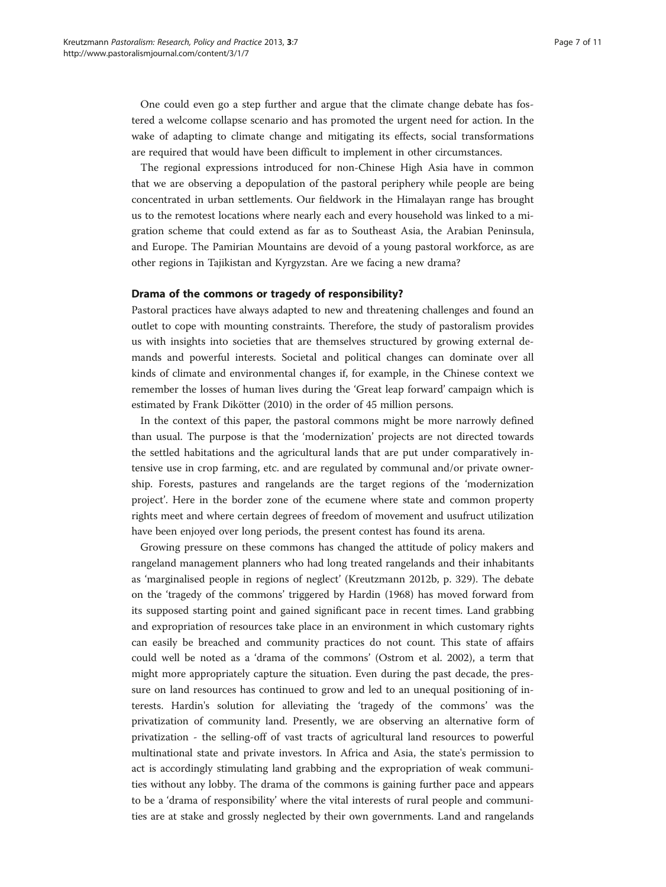One could even go a step further and argue that the climate change debate has fostered a welcome collapse scenario and has promoted the urgent need for action. In the wake of adapting to climate change and mitigating its effects, social transformations are required that would have been difficult to implement in other circumstances.

The regional expressions introduced for non-Chinese High Asia have in common that we are observing a depopulation of the pastoral periphery while people are being concentrated in urban settlements. Our fieldwork in the Himalayan range has brought us to the remotest locations where nearly each and every household was linked to a migration scheme that could extend as far as to Southeast Asia, the Arabian Peninsula, and Europe. The Pamirian Mountains are devoid of a young pastoral workforce, as are other regions in Tajikistan and Kyrgyzstan. Are we facing a new drama?

## Drama of the commons or tragedy of responsibility?

Pastoral practices have always adapted to new and threatening challenges and found an outlet to cope with mounting constraints. Therefore, the study of pastoralism provides us with insights into societies that are themselves structured by growing external demands and powerful interests. Societal and political changes can dominate over all kinds of climate and environmental changes if, for example, in the Chinese context we remember the losses of human lives during the 'Great leap forward' campaign which is estimated by Frank Dikötter (2010) in the order of 45 million persons.

In the context of this paper, the pastoral commons might be more narrowly defined than usual. The purpose is that the 'modernization' projects are not directed towards the settled habitations and the agricultural lands that are put under comparatively intensive use in crop farming, etc. and are regulated by communal and/or private ownership. Forests, pastures and rangelands are the target regions of the 'modernization project'. Here in the border zone of the ecumene where state and common property rights meet and where certain degrees of freedom of movement and usufruct utilization have been enjoyed over long periods, the present contest has found its arena.

Growing pressure on these commons has changed the attitude of policy makers and rangeland management planners who had long treated rangelands and their inhabitants as 'marginalised people in regions of neglect' (Kreutzmann 2012b, p. 329). The debate on the 'tragedy of the commons' triggered by Hardin (1968) has moved forward from its supposed starting point and gained significant pace in recent times. Land grabbing and expropriation of resources take place in an environment in which customary rights can easily be breached and community practices do not count. This state of affairs could well be noted as a 'drama of the commons' (Ostrom et al. 2002), a term that might more appropriately capture the situation. Even during the past decade, the pressure on land resources has continued to grow and led to an unequal positioning of interests. Hardin's solution for alleviating the 'tragedy of the commons' was the privatization of community land. Presently, we are observing an alternative form of privatization - the selling-off of vast tracts of agricultural land resources to powerful multinational state and private investors. In Africa and Asia, the state's permission to act is accordingly stimulating land grabbing and the expropriation of weak communities without any lobby. The drama of the commons is gaining further pace and appears to be a 'drama of responsibility' where the vital interests of rural people and communities are at stake and grossly neglected by their own governments. Land and rangelands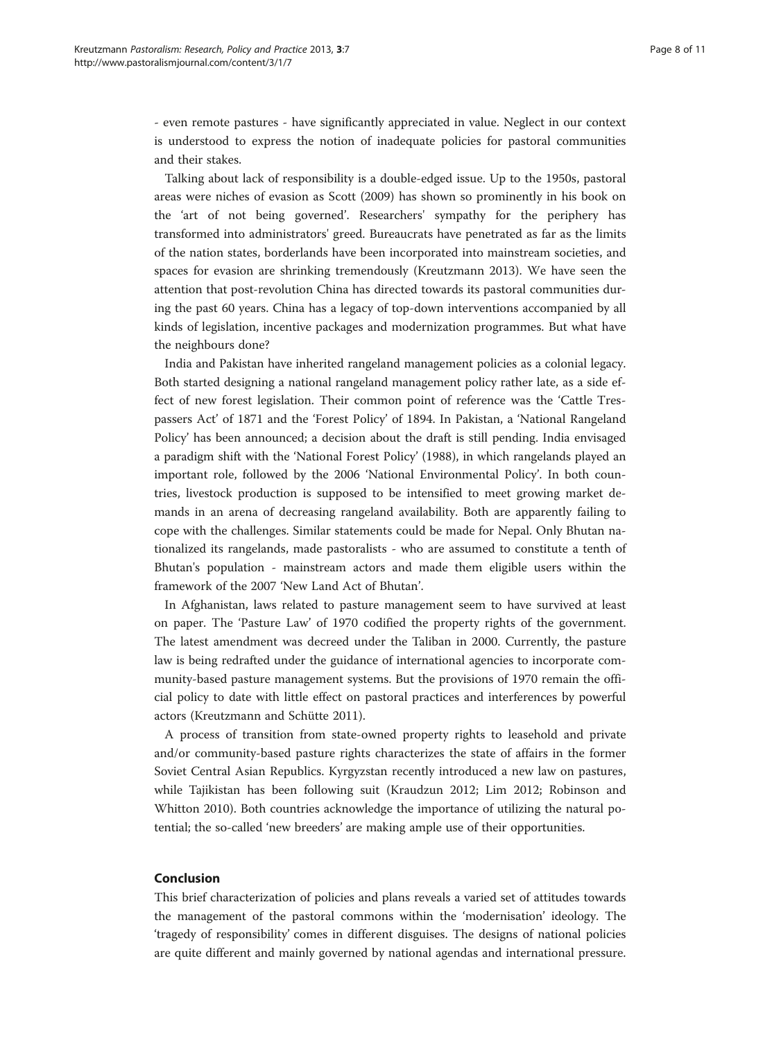- even remote pastures - have significantly appreciated in value. Neglect in our context is understood to express the notion of inadequate policies for pastoral communities and their stakes.

Talking about lack of responsibility is a double-edged issue. Up to the 1950s, pastoral areas were niches of evasion as Scott (2009) has shown so prominently in his book on the 'art of not being governed'. Researchers' sympathy for the periphery has transformed into administrators' greed. Bureaucrats have penetrated as far as the limits of the nation states, borderlands have been incorporated into mainstream societies, and spaces for evasion are shrinking tremendously (Kreutzmann 2013). We have seen the attention that post-revolution China has directed towards its pastoral communities during the past 60 years. China has a legacy of top-down interventions accompanied by all kinds of legislation, incentive packages and modernization programmes. But what have the neighbours done?

India and Pakistan have inherited rangeland management policies as a colonial legacy. Both started designing a national rangeland management policy rather late, as a side effect of new forest legislation. Their common point of reference was the 'Cattle Trespassers Act' of 1871 and the 'Forest Policy' of 1894. In Pakistan, a 'National Rangeland Policy' has been announced; a decision about the draft is still pending. India envisaged a paradigm shift with the 'National Forest Policy' (1988), in which rangelands played an important role, followed by the 2006 'National Environmental Policy'. In both countries, livestock production is supposed to be intensified to meet growing market demands in an arena of decreasing rangeland availability. Both are apparently failing to cope with the challenges. Similar statements could be made for Nepal. Only Bhutan nationalized its rangelands, made pastoralists - who are assumed to constitute a tenth of Bhutan's population - mainstream actors and made them eligible users within the framework of the 2007 'New Land Act of Bhutan'.

In Afghanistan, laws related to pasture management seem to have survived at least on paper. The 'Pasture Law' of 1970 codified the property rights of the government. The latest amendment was decreed under the Taliban in 2000. Currently, the pasture law is being redrafted under the guidance of international agencies to incorporate community-based pasture management systems. But the provisions of 1970 remain the official policy to date with little effect on pastoral practices and interferences by powerful actors (Kreutzmann and Schütte 2011).

A process of transition from state-owned property rights to leasehold and private and/or community-based pasture rights characterizes the state of affairs in the former Soviet Central Asian Republics. Kyrgyzstan recently introduced a new law on pastures, while Tajikistan has been following suit (Kraudzun 2012; Lim 2012; Robinson and Whitton 2010). Both countries acknowledge the importance of utilizing the natural potential; the so-called 'new breeders' are making ample use of their opportunities.

## Conclusion

This brief characterization of policies and plans reveals a varied set of attitudes towards the management of the pastoral commons within the 'modernisation' ideology. The 'tragedy of responsibility' comes in different disguises. The designs of national policies are quite different and mainly governed by national agendas and international pressure.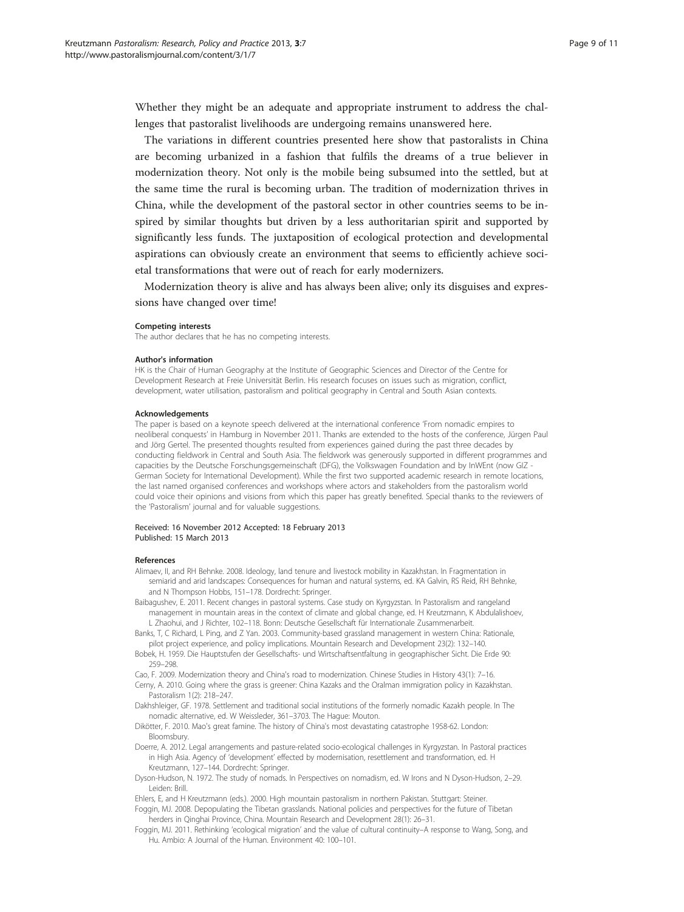Whether they might be an adequate and appropriate instrument to address the challenges that pastoralist livelihoods are undergoing remains unanswered here.

The variations in different countries presented here show that pastoralists in China are becoming urbanized in a fashion that fulfils the dreams of a true believer in modernization theory. Not only is the mobile being subsumed into the settled, but at the same time the rural is becoming urban. The tradition of modernization thrives in China, while the development of the pastoral sector in other countries seems to be inspired by similar thoughts but driven by a less authoritarian spirit and supported by significantly less funds. The juxtaposition of ecological protection and developmental aspirations can obviously create an environment that seems to efficiently achieve societal transformations that were out of reach for early modernizers.

Modernization theory is alive and has always been alive; only its disguises and expressions have changed over time!

#### Competing interests

The author declares that he has no competing interests.

#### Author's information

HK is the Chair of Human Geography at the Institute of Geographic Sciences and Director of the Centre for Development Research at Freie Universität Berlin. His research focuses on issues such as migration, conflict, development, water utilisation, pastoralism and political geography in Central and South Asian contexts.

#### Acknowledgements

The paper is based on a keynote speech delivered at the international conference 'From nomadic empires to neoliberal conquests' in Hamburg in November 2011. Thanks are extended to the hosts of the conference, Jürgen Paul and Jörg Gertel. The presented thoughts resulted from experiences gained during the past three decades by conducting fieldwork in Central and South Asia. The fieldwork was generously supported in different programmes and capacities by the Deutsche Forschungsgemeinschaft (DFG), the Volkswagen Foundation and by InWEnt (now GIZ - German Society for International Development). While the first two supported academic research in remote locations, the last named organised conferences and workshops where actors and stakeholders from the pastoralism world could voice their opinions and visions from which this paper has greatly benefited. Special thanks to the reviewers of the 'Pastoralism' journal and for valuable suggestions.

Received: 16 November 2012 Accepted: 18 February 2013
Published: 15 March 2013

#### References

Alimaev, II, and RH Behnke. 2008. Ideology, land tenure and livestock mobility in Kazakhstan. In Fragmentation in semiarid and arid landscapes: Consequences for human and natural systems, ed. KA Galvin, RS Reid, RH Behnke, and N Thompson Hobbs, 151–178. Dordrecht: Springer.

Baibagushev, E. 2011. Recent changes in pastoral systems. Case study on Kyrgyzstan. In Pastoralism and rangeland management in mountain areas in the context of climate and global change, ed. H Kreutzmann, K Abdulalishoev, L Zhaohui, and J Richter, 102–118. Bonn: Deutsche Gesellschaft für Internationale Zusammenarbeit.

Banks, T, C Richard, L Ping, and Z Yan. 2003. Community-based grassland management in western China: Rationale, pilot project experience, and policy implications. Mountain Research and Development 23(2): 132–140.

Bobek, H. 1959. Die Hauptstufen der Gesellschafts- und Wirtschaftsentfaltung in geographischer Sicht. Die Erde 90: 259–298.

Cao, F. 2009. Modernization theory and China's road to modernization. Chinese Studies in History 43(1): 7–16.

Cerny, A. 2010. Going where the grass is greener: China Kazaks and the Oralman immigration policy in Kazakhstan. Pastoralism 1(2): 218–247.

Dakhshleiger, GF. 1978. Settlement and traditional social institutions of the formerly nomadic Kazakh people. In The nomadic alternative, ed. W Weissleder, 361–3703. The Hague: Mouton.

Dikötter, F. 2010. Mao's great famine. The history of China's most devastating catastrophe 1958-62. London: Bloomsbury.

Doerre, A. 2012. Legal arrangements and pasture-related socio-ecological challenges in Kyrgyzstan. In Pastoral practices in High Asia. Agency of 'development' effected by modernisation, resettlement and transformation, ed. H Kreutzmann, 127–144. Dordrecht: Springer.

Dyson-Hudson, N. 1972. The study of nomads. In Perspectives on nomadism, ed. W Irons and N Dyson-Hudson, 2–29. Leiden: Brill.

Ehlers, E, and H Kreutzmann (eds.). 2000. High mountain pastoralism in northern Pakistan. Stuttgart: Steiner.

Foggin, MJ. 2008. Depopulating the Tibetan grasslands. National policies and perspectives for the future of Tibetan herders in Qinghai Province, China. Mountain Research and Development 28(1): 26–31.

Foggin, MJ. 2011. Rethinking 'ecological migration' and the value of cultural continuity–A response to Wang, Song, and Hu. Ambio: A Journal of the Human. Environment 40: 100–101.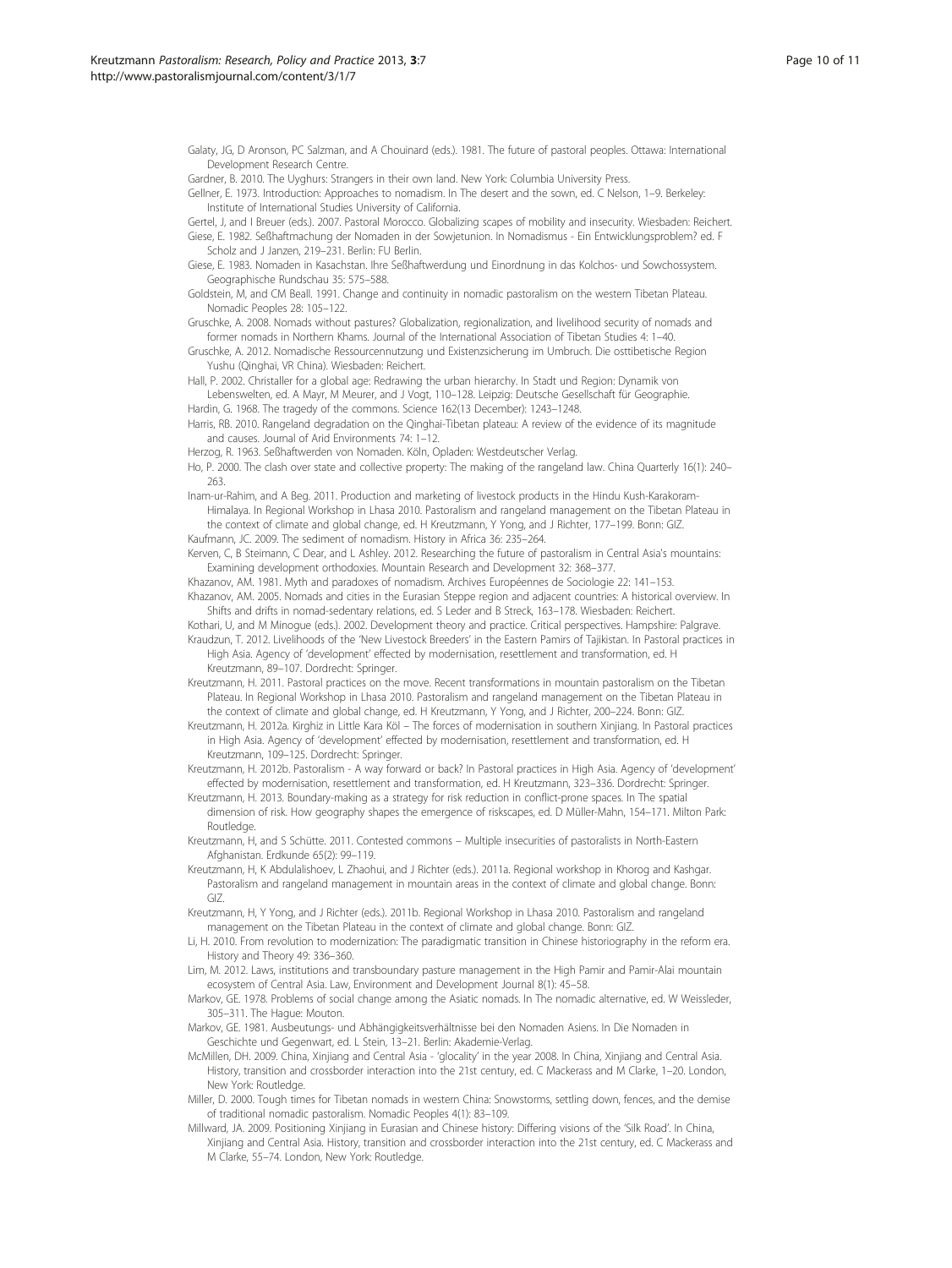Galaty, JG, D Aronson, PC Salzman, and A Chouinard (eds.). 1981. The future of pastoral peoples. Ottawa: International Development Research Centre.

Gardner, B. 2010. The Uyghurs: Strangers in their own land. New York: Columbia University Press.

Gellner, E. 1973. Introduction: Approaches to nomadism. In The desert and the sown, ed. C Nelson, 1–9. Berkeley: Institute of International Studies University of California.

Gertel, J, and I Breuer (eds.). 2007. Pastoral Morocco. Globalizing scapes of mobility and insecurity. Wiesbaden: Reichert.

Giese, E. 1982. Seßhaftmachung der Nomaden in der Sowjetunion. In Nomadismus - Ein Entwicklungsproblem? ed. F Scholz and J Janzen, 219–231. Berlin: FU Berlin.

Giese, E. 1983. Nomaden in Kasachstan. Ihre Seßhaftwerdung und Einordnung in das Kolchos- und Sowchossystem. Geographische Rundschau 35: 575–588.

Goldstein, M, and CM Beall. 1991. Change and continuity in nomadic pastoralism on the western Tibetan Plateau. Nomadic Peoples 28: 105–122.

Gruschke, A. 2008. Nomads without pastures? Globalization, regionalization, and livelihood security of nomads and former nomads in Northern Khams. Journal of the International Association of Tibetan Studies 4: 1–40.

Gruschke, A. 2012. Nomadische Ressourcennutzung und Existenzsicherung im Umbruch. Die osttibetische Region Yushu (Qinghai, VR China). Wiesbaden: Reichert.

Hall, P. 2002. Christaller for a global age: Redrawing the urban hierarchy. In Stadt und Region: Dynamik von Lebenswelten, ed. A Mayr, M Meurer, and J Vogt, 110–128. Leipzig: Deutsche Gesellschaft für Geographie.

Hardin, G. 1968. The tragedy of the commons. Science 162(13 December): 1243–1248.

Harris, RB. 2010. Rangeland degradation on the Qinghai-Tibetan plateau: A review of the evidence of its magnitude and causes. Journal of Arid Environments 74: 1–12.

Herzog, R. 1963. Seßhaftwerden von Nomaden. Köln, Opladen: Westdeutscher Verlag.

Ho, P. 2000. The clash over state and collective property: The making of the rangeland law. China Quarterly 16(1): 240–263.

Inam-ur-Rahim, and A Beg. 2011. Production and marketing of livestock products in the Hindu Kush-Karakoram-Himalaya. In Regional Workshop in Lhasa 2010. Pastoralism and rangeland management on the Tibetan Plateau in the context of climate and global change, ed. H Kreutzmann, Y Yong, and J Richter, 177–199. Bonn: GIZ.

Kaufmann, JC. 2009. The sediment of nomadism. History in Africa 36: 235–264.

Kerven, C, B Steimann, C Dear, and L Ashley. 2012. Researching the future of pastoralism in Central Asia's mountains: Examining development orthodoxies. Mountain Research and Development 32: 368–377.

Khazanov, AM. 1981. Myth and paradoxes of nomadism. Archives Européennes de Sociologie 22: 141–153.

Khazanov, AM. 2005. Nomads and cities in the Eurasian Steppe region and adjacent countries: A historical overview. In Shifts and drifts in nomad-sedentary relations, ed. S Leder and B Streck, 163–178. Wiesbaden: Reichert.

Kothari, U, and M Minogue (eds.). 2002. Development theory and practice. Critical perspectives. Hampshire: Palgrave.

Kraudzun, T. 2012. Livelihoods of the 'New Livestock Breeders' in the Eastern Pamirs of Tajikistan. In Pastoral practices in High Asia. Agency of 'development' effected by modernisation, resettlement and transformation, ed. H Kreutzmann, 89–107. Dordrecht: Springer.

Kreutzmann, H. 2011. Pastoral practices on the move. Recent transformations in mountain pastoralism on the Tibetan Plateau. In Regional Workshop in Lhasa 2010. Pastoralism and rangeland management on the Tibetan Plateau in the context of climate and global change, ed. H Kreutzmann, Y Yong, and J Richter, 200–224. Bonn: GIZ.

Kreutzmann, H. 2012a. Kirghiz in Little Kara Köl – The forces of modernisation in southern Xinjiang. In Pastoral practices in High Asia. Agency of 'development' effected by modernisation, resettlement and transformation, ed. H Kreutzmann, 109–125. Dordrecht: Springer.

Kreutzmann, H. 2012b. Pastoralism - A way forward or back? In Pastoral practices in High Asia. Agency of 'development' effected by modernisation, resettlement and transformation, ed. H Kreutzmann, 323–336. Dordrecht: Springer.

Kreutzmann, H. 2013. Boundary-making as a strategy for risk reduction in conflict-prone spaces. In The spatial dimension of risk. How geography shapes the emergence of riskscapes, ed. D Müller-Mahn, 154–171. Milton Park: Routledge.

Kreutzmann, H, and S Schütte. 2011. Contested commons – Multiple insecurities of pastoralists in North-Eastern Afghanistan. Erdkunde 65(2): 99–119.

Kreutzmann, H, K Abdulalishoev, L Zhaohui, and J Richter (eds.). 2011a. Regional workshop in Khorog and Kashgar. Pastoralism and rangeland management in mountain areas in the context of climate and global change. Bonn: GIZ.

Kreutzmann, H, Y Yong, and J Richter (eds.). 2011b. Regional Workshop in Lhasa 2010. Pastoralism and rangeland management on the Tibetan Plateau in the context of climate and global change. Bonn: GIZ.

Li, H. 2010. From revolution to modernization: The paradigmatic transition in Chinese historiography in the reform era. History and Theory 49: 336–360.

Lim, M. 2012. Laws, institutions and transboundary pasture management in the High Pamir and Pamir-Alai mountain ecosystem of Central Asia. Law, Environment and Development Journal 8(1): 45–58.

Markov, GE. 1978. Problems of social change among the Asiatic nomads. In The nomadic alternative, ed. W Weissleder, 305–311. The Hague: Mouton.

Markov, GE. 1981. Ausbeutungs- und Abhängigkeitsverhältnisse bei den Nomaden Asiens. In Die Nomaden in Geschichte und Gegenwart, ed. L Stein, 13–21. Berlin: Akademie-Verlag.

McMillen, DH. 2009. China, Xinjiang and Central Asia - 'glocality' in the year 2008. In China, Xinjiang and Central Asia. History, transition and crossborder interaction into the 21st century, ed. C Mackerass and M Clarke, 1–20. London, New York: Routledge.

Miller, D. 2000. Tough times for Tibetan nomads in western China: Snowstorms, settling down, fences, and the demise of traditional nomadic pastoralism. Nomadic Peoples 4(1): 83–109.

Millward, JA. 2009. Positioning Xinjiang in Eurasian and Chinese history: Differing visions of the 'Silk Road'. In China, Xinjiang and Central Asia. History, transition and crossborder interaction into the 21st century, ed. C Mackerass and M Clarke, 55–74. London, New York: Routledge.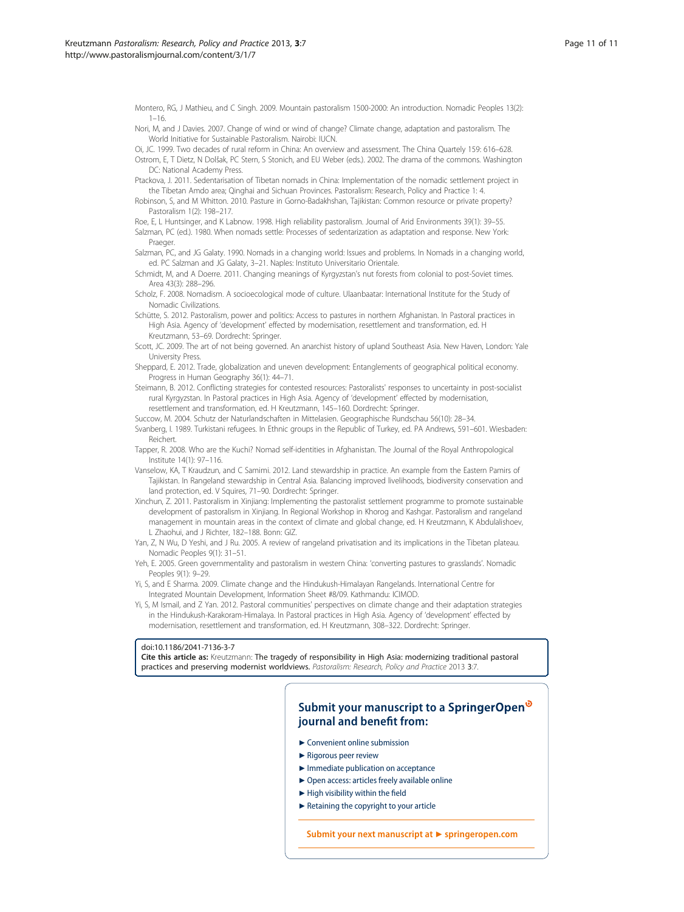Montero, RG, J Mathieu, and C Singh. 2009. Mountain pastoralism 1500-2000: An introduction. Nomadic Peoples 13(2): 1–16.

Nori, M, and J Davies. 2007. Change of wind or wind of change? Climate change, adaptation and pastoralism. The World Initiative for Sustainable Pastoralism. Nairobi: IUCN.

Oi, JC. 1999. Two decades of rural reform in China: An overview and assessment. The China Quartely 159: 616–628.

Ostrom, E, T Dietz, N Dolšak, PC Stern, S Stonich, and EU Weber (eds.). 2002. The drama of the commons. Washington DC: National Academy Press.

Ptackova, J. 2011. Sedentarisation of Tibetan nomads in China: Implementation of the nomadic settlement project in the Tibetan Amdo area; Qinghai and Sichuan Provinces. Pastoralism: Research, Policy and Practice 1: 4.

Robinson, S, and M Whitton. 2010. Pasture in Gorno-Badakhshan, Tajikistan: Common resource or private property? Pastoralism 1(2): 198–217.

Roe, E, L Huntsinger, and K Labnow. 1998. High reliability pastoralism. Journal of Arid Environments 39(1): 39–55.

Salzman, PC (ed.). 1980. When nomads settle: Processes of sedentarization as adaptation and response. New York: Praeger.

Salzman, PC, and JG Galaty. 1990. Nomads in a changing world: Issues and problems. In Nomads in a changing world, ed. PC Salzman and JG Galaty, 3–21. Naples: Instituto Universitario Orientale.

Schmidt, M, and A Doerre. 2011. Changing meanings of Kyrgyzstan's nut forests from colonial to post-Soviet times. Area 43(3): 288–296.

Scholz, F. 2008. Nomadism. A socioecological mode of culture. Ulaanbaatar: International Institute for the Study of Nomadic Civilizations.

Schütte, S. 2012. Pastoralism, power and politics: Access to pastures in northern Afghanistan. In Pastoral practices in High Asia. Agency of 'development' effected by modernisation, resettlement and transformation, ed. H Kreutzmann, 53–69. Dordrecht: Springer.

Scott, JC. 2009. The art of not being governed. An anarchist history of upland Southeast Asia. New Haven, London: Yale University Press.

Sheppard, E. 2012. Trade, globalization and uneven development: Entanglements of geographical political economy. Progress in Human Geography 36(1): 44–71.

Steimann, B. 2012. Conflicting strategies for contested resources: Pastoralists' responses to uncertainty in post-socialist rural Kyrgyzstan. In Pastoral practices in High Asia. Agency of 'development' effected by modernisation, resettlement and transformation, ed. H Kreutzmann, 145–160. Dordrecht: Springer.

Succow, M. 2004. Schutz der Naturlandschaften in Mittelasien. Geographische Rundschau 56(10): 28–34.

Svanberg, I. 1989. Turkistani refugees. In Ethnic groups in the Republic of Turkey, ed. PA Andrews, 591–601. Wiesbaden: Reichert.

Tapper, R. 2008. Who are the Kuchi? Nomad self-identities in Afghanistan. The Journal of the Royal Anthropological Institute 14(1): 97–116.

Vanselow, KA, T Kraudzun, and C Samimi. 2012. Land stewardship in practice. An example from the Eastern Pamirs of Tajikistan. In Rangeland stewardship in Central Asia. Balancing improved livelihoods, biodiversity conservation and land protection, ed. V Squires, 71–90. Dordrecht: Springer.

Xinchun, Z. 2011. Pastoralism in Xinjiang: Implementing the pastoralist settlement programme to promote sustainable development of pastoralism in Xinjiang. In Regional Workshop in Khorog and Kashgar. Pastoralism and rangeland management in mountain areas in the context of climate and global change, ed. H Kreutzmann, K Abdulalishoev, L Zhaohui, and J Richter, 182–188. Bonn: GIZ.

Yan, Z, N Wu, D Yeshi, and J Ru. 2005. A review of rangeland privatisation and its implications in the Tibetan plateau. Nomadic Peoples 9(1): 31–51.

Yeh, E. 2005. Green governmentality and pastoralism in western China: 'converting pastures to grasslands'. Nomadic Peoples 9(1): 9–29.

Yi, S, and E Sharma. 2009. Climate change and the Hindukush-Himalayan Rangelands. International Centre for Integrated Mountain Development, Information Sheet #8/09. Kathmandu: ICIMOD.

Yi, S, M Ismail, and Z Yan. 2012. Pastoral communities' perspectives on climate change and their adaptation strategies in the Hindukush-Karakoram-Himalaya. In Pastoral practices in High Asia. Agency of 'development' effected by modernisation, resettlement and transformation, ed. H Kreutzmann, 308–322. Dordrecht: Springer.

doi:10.1186/2041-7136-3-7

**Cite this article as:** Kreutzmann: The tragedy of responsibility in High Asia: modernizing traditional pastoral practices and preserving modernist worldviews. *Pastoralism: Research, Policy and Practice* 2013 **3**:7.

**Submit your manuscript to a SpringerOpen journal and benefit from:**

- ► Convenient online submission
- ► Rigorous peer review
- ► Immediate publication on acceptance
- ► Open access: articles freely available online
- ► High visibility within the field
- ► Retaining the copyright to your article

**Submit your next manuscript at ► springeropen.com**